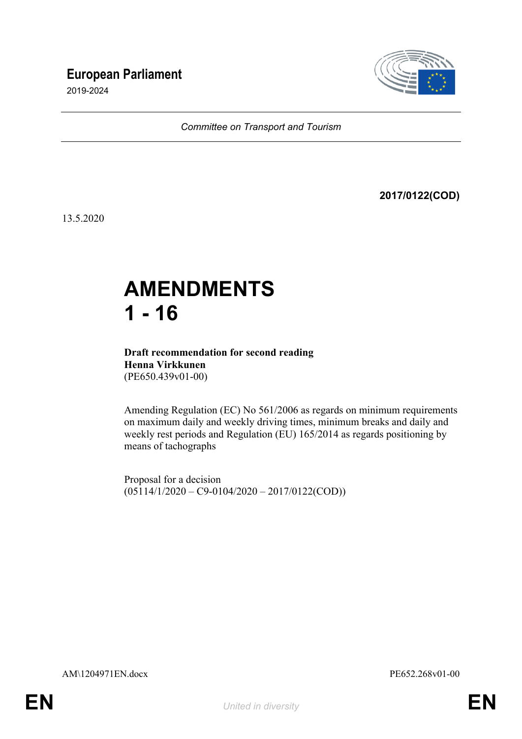# European Parliament

2019-2024

*Committee on Transport and Tourism*

**2017/0122(COD)**

13.5.2020

# AMENDMENTS 1 - 16

**Draft recommendation for second reading**
**Henna Virkkunen**
(PE650.439v01-00)

Amending Regulation (EC) No 561/2006 as regards on minimum requirements on maximum daily and weekly driving times, minimum breaks and daily and weekly rest periods and Regulation (EU) 165/2014 as regards positioning by means of tachographs

Proposal for a decision
(05114/1/2020 – C9-0104/2020 – 2017/0122(COD))

AM\1204971EN.docx PE652.268v01-00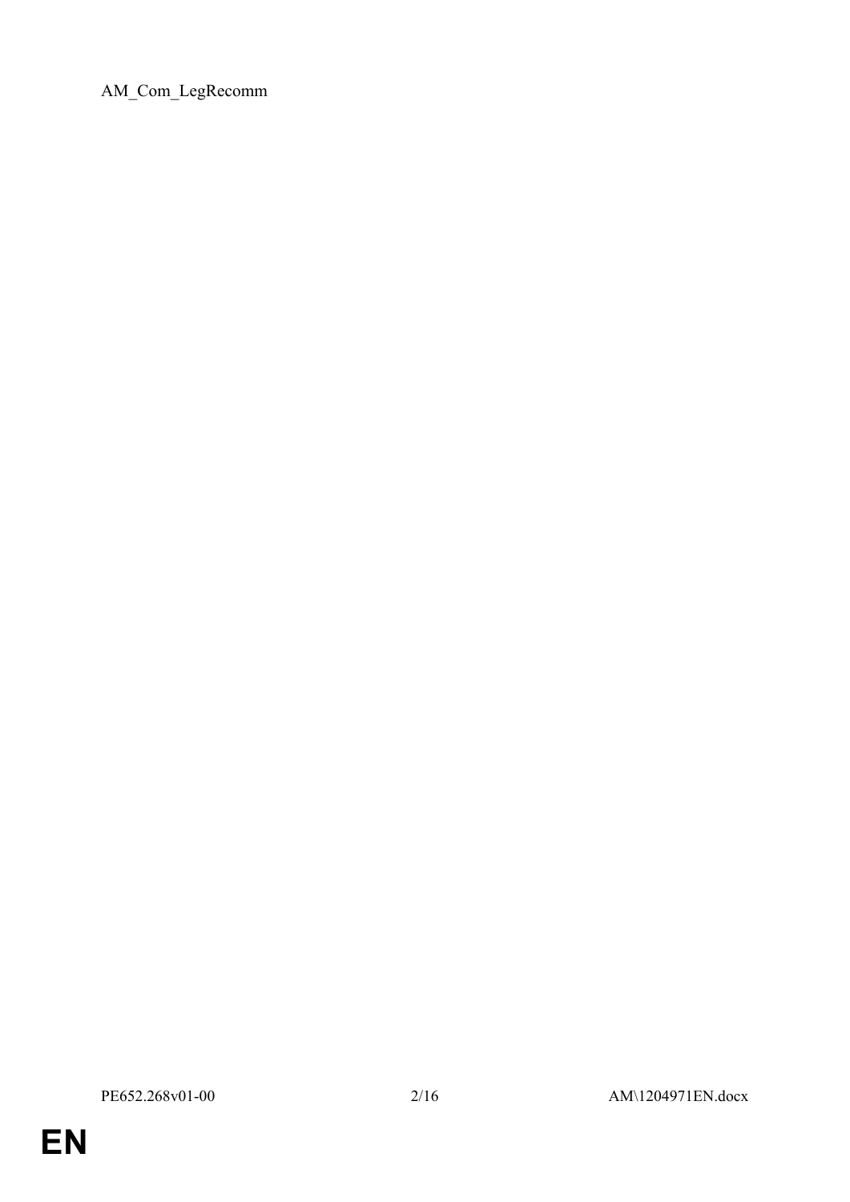AM_Com_LegRecomm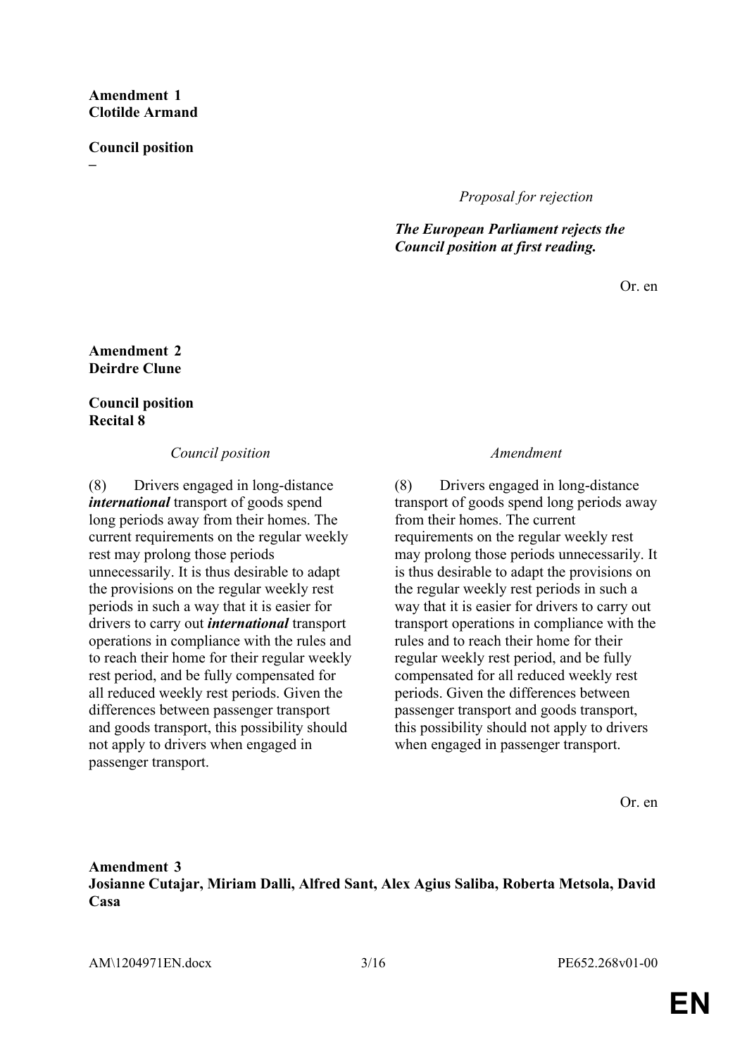**Amendment 1**
**Clotilde Armand**

**Council position**
**–**

*Proposal for rejection*

***The European Parliament rejects the Council position at first reading.***

Or. en

**Amendment 2**
**Deirdre Clune**

**Council position**
**Recital 8**

| *Council position* | *Amendment* |
|---|---|
| (8) Drivers engaged in long-distance ***international*** transport of goods spend long periods away from their homes. The current requirements on the regular weekly rest may prolong those periods unnecessarily. It is thus desirable to adapt the provisions on the regular weekly rest periods in such a way that it is easier for drivers to carry out ***international*** transport operations in compliance with the rules and to reach their home for their regular weekly rest period, and be fully compensated for all reduced weekly rest periods. Given the differences between passenger transport and goods transport, this possibility should not apply to drivers when engaged in passenger transport. | (8) Drivers engaged in long-distance transport of goods spend long periods away from their homes. The current requirements on the regular weekly rest may prolong those periods unnecessarily. It is thus desirable to adapt the provisions on the regular weekly rest periods in such a way that it is easier for drivers to carry out transport operations in compliance with the rules and to reach their home for their regular weekly rest period, and be fully compensated for all reduced weekly rest periods. Given the differences between passenger transport and goods transport, this possibility should not apply to drivers when engaged in passenger transport. |

Or. en

**Amendment 3**
**Josianne Cutajar, Miriam Dalli, Alfred Sant, Alex Agius Saliba, Roberta Metsola, David Casa**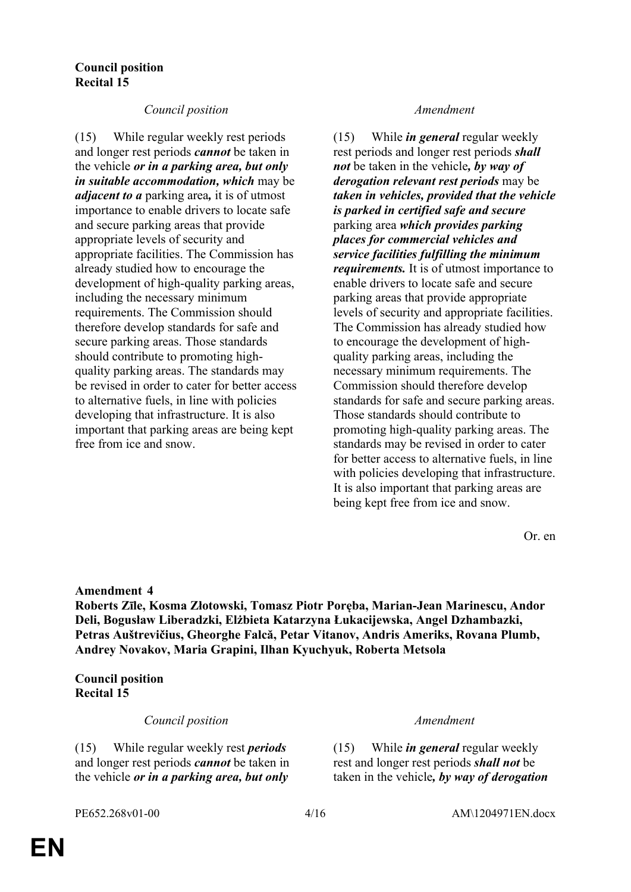**Council position**
**Recital 15**

| *Council position* | *Amendment* |
|---|---|
| (15) While regular weekly rest periods and longer rest periods ***cannot*** be taken in the vehicle ***or in a parking area, but only in suitable accommodation, which*** may be ***adjacent to a*** parking area***,*** it is of utmost importance to enable drivers to locate safe and secure parking areas that provide appropriate levels of security and appropriate facilities. The Commission has already studied how to encourage the development of high-quality parking areas, including the necessary minimum requirements. The Commission should therefore develop standards for safe and secure parking areas. Those standards should contribute to promoting high-quality parking areas. The standards may be revised in order to cater for better access to alternative fuels, in line with policies developing that infrastructure. It is also important that parking areas are being kept free from ice and snow. | (15) While ***in general*** regular weekly rest periods and longer rest periods ***shall not*** be taken in the vehicle***, by way of derogation relevant rest periods*** may be ***taken in vehicles, provided that the vehicle is parked in certified safe and secure*** parking area ***which provides parking places for commercial vehicles and service facilities fulfilling the minimum requirements.*** It is of utmost importance to enable drivers to locate safe and secure parking areas that provide appropriate levels of security and appropriate facilities. The Commission has already studied how to encourage the development of high-quality parking areas, including the necessary minimum requirements. The Commission should therefore develop standards for safe and secure parking areas. Those standards should contribute to promoting high-quality parking areas. The standards may be revised in order to cater for better access to alternative fuels, in line with policies developing that infrastructure. It is also important that parking areas are being kept free from ice and snow. |

Or. en

**Amendment 4**
**Roberts Zīle, Kosma Złotowski, Tomasz Piotr Poręba, Marian-Jean Marinescu, Andor Deli, Bogusław Liberadzki, Elżbieta Katarzyna Łukacijewska, Angel Dzhambazki, Petras Auštrevičius, Gheorghe Falcă, Petar Vitanov, Andris Ameriks, Rovana Plumb, Andrey Novakov, Maria Grapini, Ilhan Kyuchyuk, Roberta Metsola**

**Council position**
**Recital 15**

| *Council position* | *Amendment* |
|---|---|
| (15) While regular weekly rest ***periods*** and longer rest periods ***cannot*** be taken in the vehicle ***or in a parking area, but only*** | (15) While ***in general*** regular weekly rest and longer rest periods ***shall not*** be taken in the vehicle***, by way of derogation*** |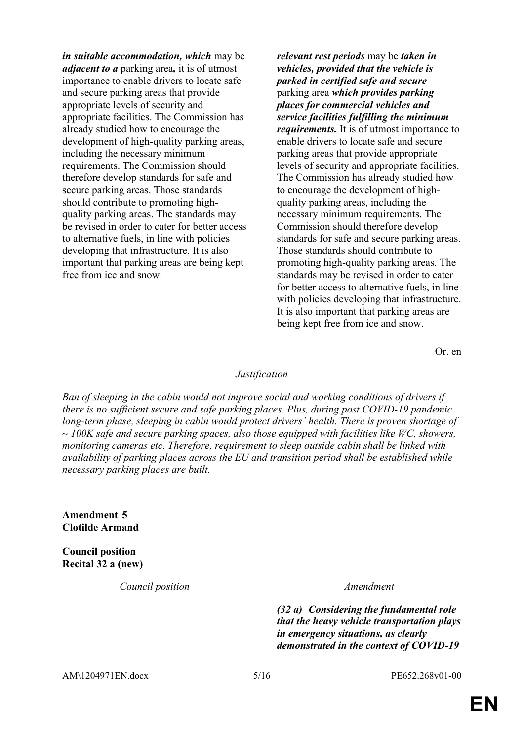| | |
|---|---|
| ***in suitable accommodation, which*** may be ***adjacent to a*** parking area***,*** it is of utmost importance to enable drivers to locate safe and secure parking areas that provide appropriate levels of security and appropriate facilities. The Commission has already studied how to encourage the development of high-quality parking areas, including the necessary minimum requirements. The Commission should therefore develop standards for safe and secure parking areas. Those standards should contribute to promoting high-quality parking areas. The standards may be revised in order to cater for better access to alternative fuels, in line with policies developing that infrastructure. It is also important that parking areas are being kept free from ice and snow. | ***relevant rest periods*** may be ***taken in vehicles, provided that the vehicle is parked in certified safe and secure*** parking area ***which provides parking places for commercial vehicles and service facilities fulfilling the minimum requirements.*** It is of utmost importance to enable drivers to locate safe and secure parking areas that provide appropriate levels of security and appropriate facilities. The Commission has already studied how to encourage the development of high-quality parking areas, including the necessary minimum requirements. The Commission should therefore develop standards for safe and secure parking areas. Those standards should contribute to promoting high-quality parking areas. The standards may be revised in order to cater for better access to alternative fuels, in line with policies developing that infrastructure. It is also important that parking areas are being kept free from ice and snow. |

Or. en

*Justification*

*Ban of sleeping in the cabin would not improve social and working conditions of drivers if there is no sufficient secure and safe parking places. Plus, during post COVID-19 pandemic long-term phase, sleeping in cabin would protect drivers' health. There is proven shortage of ~ 100K safe and secure parking spaces, also those equipped with facilities like WC, showers, monitoring cameras etc. Therefore, requirement to sleep outside cabin shall be linked with availability of parking places across the EU and transition period shall be established while necessary parking places are built.*

**Amendment 5**
**Clotilde Armand**

**Council position**
**Recital 32 a (new)**

| *Council position* | *Amendment* |
|---|---|
| | ***(32 a) Considering the fundamental role that the heavy vehicle transportation plays in emergency situations, as clearly demonstrated in the context of COVID-19*** |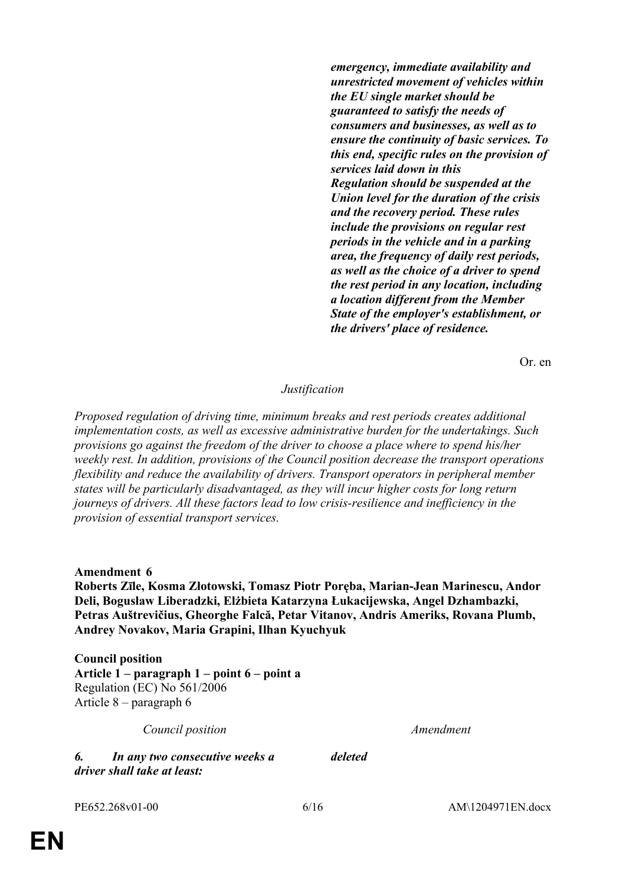| | |
|---|---|
| | ***emergency, immediate availability and unrestricted movement of vehicles within the EU single market should be guaranteed to satisfy the needs of consumers and businesses, as well as to ensure the continuity of basic services. To this end, specific rules on the provision of services laid down in this Regulation should be suspended at the Union level for the duration of the crisis and the recovery period. These rules include the provisions on regular rest periods in the vehicle and in a parking area, the frequency of daily rest periods, as well as the choice of a driver to spend the rest period in any location, including a location different from the Member State of the employer's establishment, or the drivers' place of residence.*** |

Or. en

*Justification*

*Proposed regulation of driving time, minimum breaks and rest periods creates additional implementation costs, as well as excessive administrative burden for the undertakings. Such provisions go against the freedom of the driver to choose a place where to spend his/her weekly rest. In addition, provisions of the Council position decrease the transport operations flexibility and reduce the availability of drivers. Transport operators in peripheral member states will be particularly disadvantaged, as they will incur higher costs for long return journeys of drivers. All these factors lead to low crisis-resilience and inefficiency in the provision of essential transport services.*

**Amendment 6**
**Roberts Zīle, Kosma Złotowski, Tomasz Piotr Poręba, Marian-Jean Marinescu, Andor Deli, Bogusław Liberadzki, Elżbieta Katarzyna Łukacijewska, Angel Dzhambazki, Petras Auštrevičius, Gheorghe Falcă, Petar Vitanov, Andris Ameriks, Rovana Plumb, Andrey Novakov, Maria Grapini, Ilhan Kyuchyuk**

**Council position**
**Article 1 – paragraph 1 – point 6 – point a**
Regulation (EC) No 561/2006
Article 8 – paragraph 6

| *Council position* | *Amendment* |
|---|---|
| ***6. In any two consecutive weeks a driver shall take at least:*** | ***deleted*** |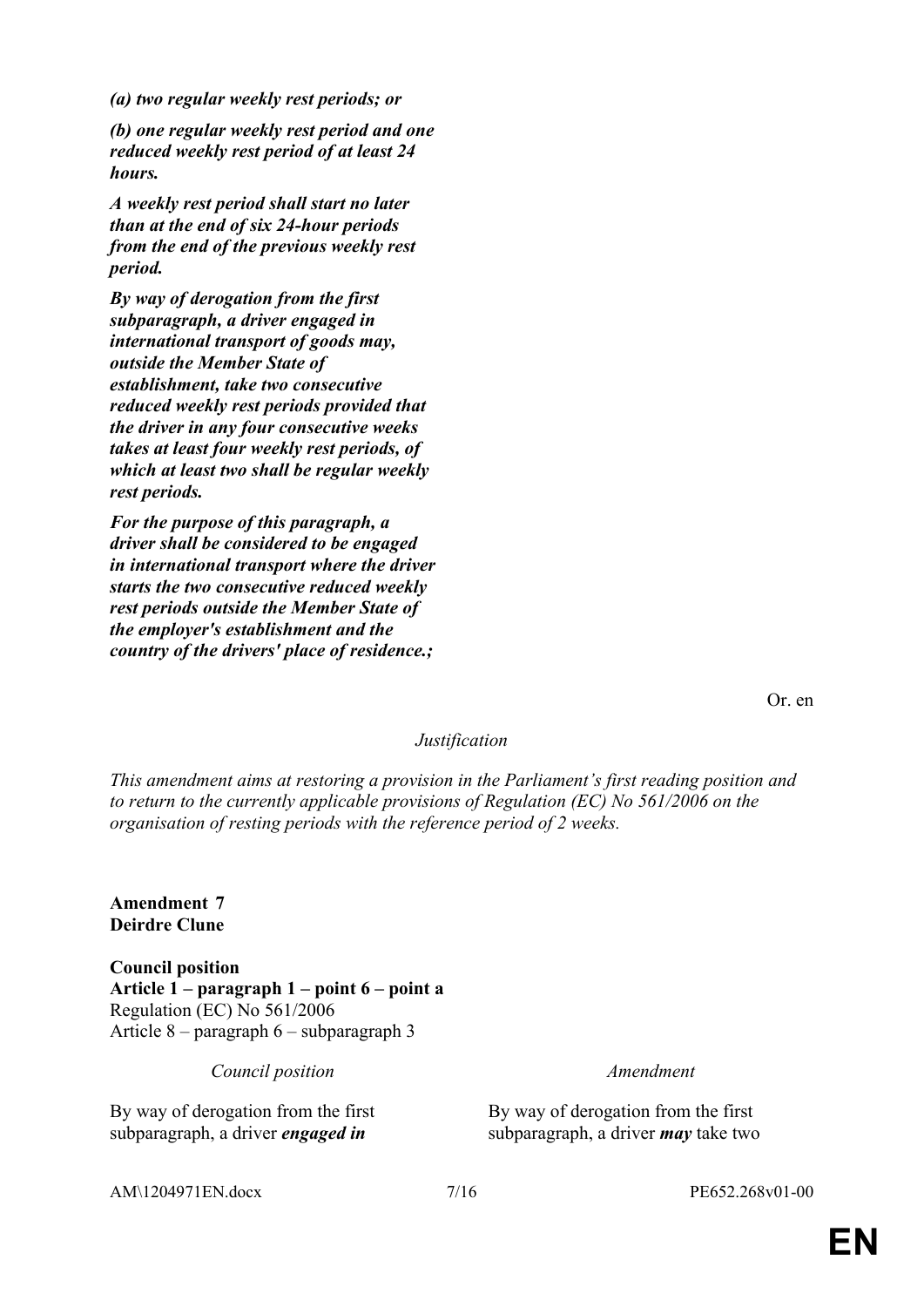*(a) two regular weekly rest periods; or*

*(b) one regular weekly rest period and one reduced weekly rest period of at least 24 hours.*

*A weekly rest period shall start no later than at the end of six 24-hour periods from the end of the previous weekly rest period.*

*By way of derogation from the first subparagraph, a driver engaged in international transport of goods may, outside the Member State of establishment, take two consecutive reduced weekly rest periods provided that the driver in any four consecutive weeks takes at least four weekly rest periods, of which at least two shall be regular weekly rest periods.*

*For the purpose of this paragraph, a driver shall be considered to be engaged in international transport where the driver starts the two consecutive reduced weekly rest periods outside the Member State of the employer's establishment and the country of the drivers' place of residence.;*

Or. en

*Justification*

*This amendment aims at restoring a provision in the Parliament's first reading position and to return to the currently applicable provisions of Regulation (EC) No 561/2006 on the organisation of resting periods with the reference period of 2 weeks.*

**Amendment 7**
**Deirdre Clune**

**Council position**
**Article 1 – paragraph 1 – point 6 – point a**
Regulation (EC) No 561/2006
Article 8 – paragraph 6 – subparagraph 3

| *Council position* | *Amendment* |
|---|---|
| By way of derogation from the first subparagraph, a driver ***engaged in*** | By way of derogation from the first subparagraph, a driver ***may*** take two |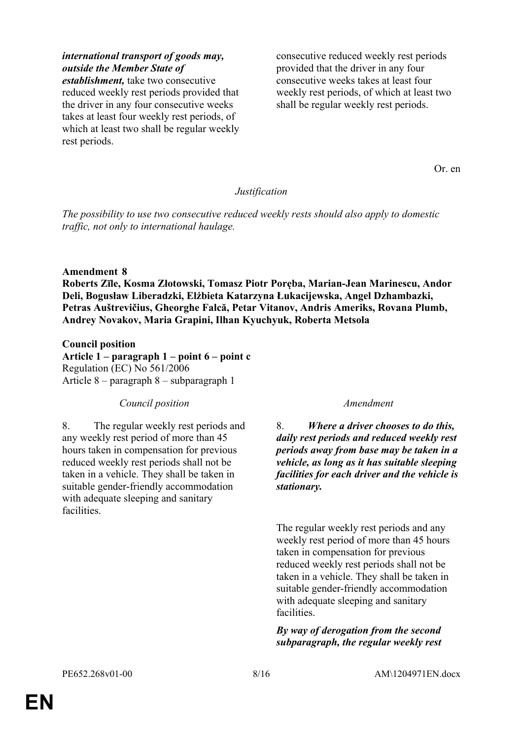| | |
|---|---|
| ***international transport of goods may, outside the Member State of establishment,*** take two consecutive reduced weekly rest periods provided that the driver in any four consecutive weeks takes at least four weekly rest periods, of which at least two shall be regular weekly rest periods. | consecutive reduced weekly rest periods provided that the driver in any four consecutive weeks takes at least four weekly rest periods, of which at least two shall be regular weekly rest periods. |

Or. en

*Justification*

*The possibility to use two consecutive reduced weekly rests should also apply to domestic traffic, not only to international haulage.*

**Amendment 8**
**Roberts Zīle, Kosma Złotowski, Tomasz Piotr Poręba, Marian-Jean Marinescu, Andor Deli, Bogusław Liberadzki, Elżbieta Katarzyna Łukacijewska, Angel Dzhambazki, Petras Auštrevičius, Gheorghe Falcă, Petar Vitanov, Andris Ameriks, Rovana Plumb, Andrey Novakov, Maria Grapini, Ilhan Kyuchyuk, Roberta Metsola**

**Council position**
**Article 1 – paragraph 1 – point 6 – point c**
Regulation (EC) No 561/2006
Article 8 – paragraph 8 – subparagraph 1

| *Council position* | *Amendment* |
|---|---|
| 8. The regular weekly rest periods and any weekly rest period of more than 45 hours taken in compensation for previous reduced weekly rest periods shall not be taken in a vehicle. They shall be taken in suitable gender-friendly accommodation with adequate sleeping and sanitary facilities. | 8. ***Where a driver chooses to do this, daily rest periods and reduced weekly rest periods away from base may be taken in a vehicle, as long as it has suitable sleeping facilities for each driver and the vehicle is stationary.*** |
| | The regular weekly rest periods and any weekly rest period of more than 45 hours taken in compensation for previous reduced weekly rest periods shall not be taken in a vehicle. They shall be taken in suitable gender-friendly accommodation with adequate sleeping and sanitary facilities. |
| | ***By way of derogation from the second subparagraph, the regular weekly rest*** |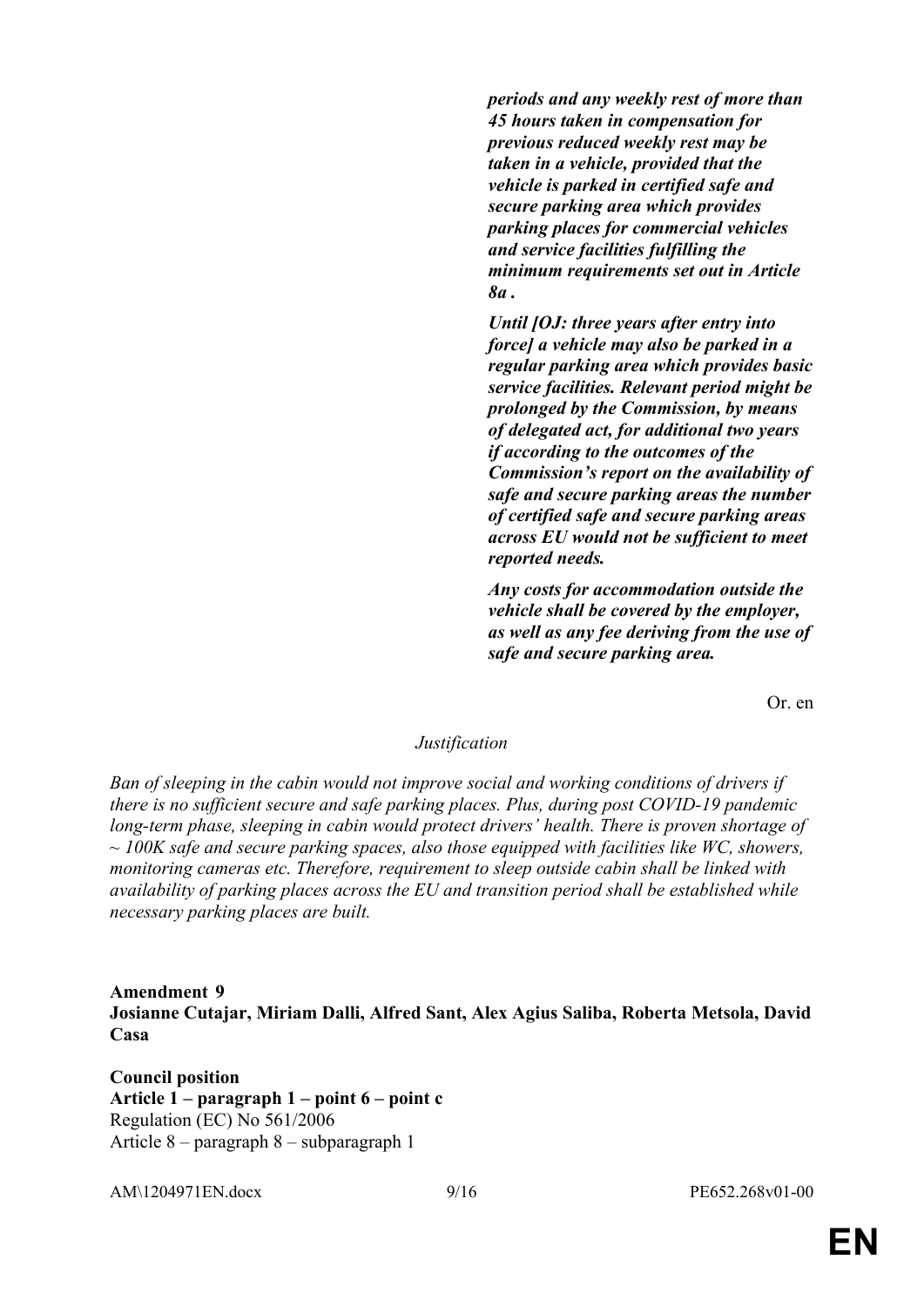***periods and any weekly rest of more than 45 hours taken in compensation for previous reduced weekly rest may be taken in a vehicle, provided that the vehicle is parked in certified safe and secure parking area which provides parking places for commercial vehicles and service facilities fulfilling the minimum requirements set out in Article 8a .***

***Until [OJ: three years after entry into force] a vehicle may also be parked in a regular parking area which provides basic service facilities. Relevant period might be prolonged by the Commission, by means of delegated act, for additional two years if according to the outcomes of the Commission's report on the availability of safe and secure parking areas the number of certified safe and secure parking areas across EU would not be sufficient to meet reported needs.***

***Any costs for accommodation outside the vehicle shall be covered by the employer, as well as any fee deriving from the use of safe and secure parking area.***

Or. en

*Justification*

*Ban of sleeping in the cabin would not improve social and working conditions of drivers if there is no sufficient secure and safe parking places. Plus, during post COVID-19 pandemic long-term phase, sleeping in cabin would protect drivers' health. There is proven shortage of ~ 100K safe and secure parking spaces, also those equipped with facilities like WC, showers, monitoring cameras etc. Therefore, requirement to sleep outside cabin shall be linked with availability of parking places across the EU and transition period shall be established while necessary parking places are built.*

**Amendment 9**
**Josianne Cutajar, Miriam Dalli, Alfred Sant, Alex Agius Saliba, Roberta Metsola, David Casa**

**Council position**
**Article 1 – paragraph 1 – point 6 – point c**
Regulation (EC) No 561/2006
Article 8 – paragraph 8 – subparagraph 1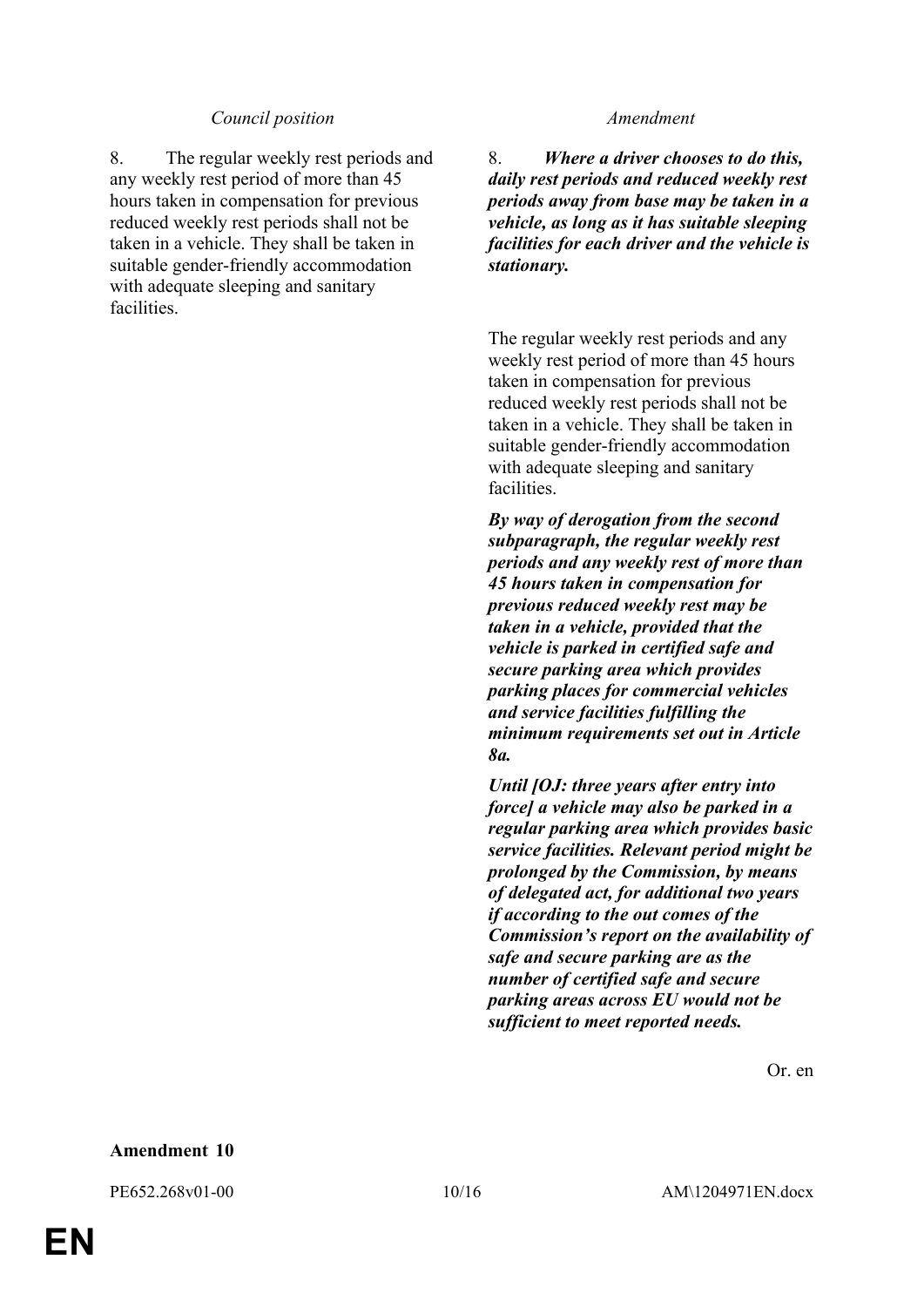| *Council position* | *Amendment* |
| --- | --- |
| 8. The regular weekly rest periods and any weekly rest period of more than 45 hours taken in compensation for previous reduced weekly rest periods shall not be taken in a vehicle. They shall be taken in suitable gender-friendly accommodation with adequate sleeping and sanitary facilities. | 8. ***Where a driver chooses to do this, daily rest periods and reduced weekly rest periods away from base may be taken in a vehicle, as long as it has suitable sleeping facilities for each driver and the vehicle is stationary.*** |
| | The regular weekly rest periods and any weekly rest period of more than 45 hours taken in compensation for previous reduced weekly rest periods shall not be taken in a vehicle. They shall be taken in suitable gender-friendly accommodation with adequate sleeping and sanitary facilities. |
| | ***By way of derogation from the second subparagraph, the regular weekly rest periods and any weekly rest of more than 45 hours taken in compensation for previous reduced weekly rest may be taken in a vehicle, provided that the vehicle is parked in certified safe and secure parking area which provides parking places for commercial vehicles and service facilities fulfilling the minimum requirements set out in Article 8a.*** |
| | ***Until [OJ: three years after entry into force] a vehicle may also be parked in a regular parking area which provides basic service facilities. Relevant period might be prolonged by the Commission, by means of delegated act, for additional two years if according to the out comes of the Commission's report on the availability of safe and secure parking are as the number of certified safe and secure parking areas across EU would not be sufficient to meet reported needs.*** |

Or. en

**Amendment 10**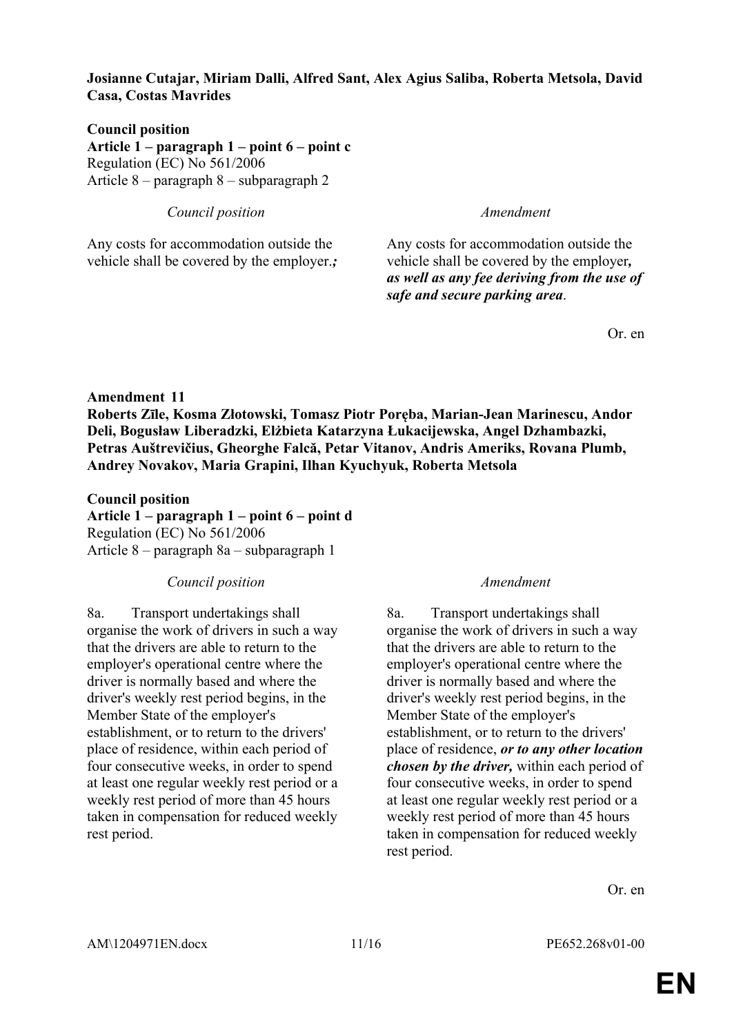**Josianne Cutajar, Miriam Dalli, Alfred Sant, Alex Agius Saliba, Roberta Metsola, David Casa, Costas Mavrides**

**Council position**
**Article 1 – paragraph 1 – point 6 – point c**
Regulation (EC) No 561/2006
Article 8 – paragraph 8 – subparagraph 2

| *Council position* | *Amendment* |
| --- | --- |
| Any costs for accommodation outside the vehicle shall be covered by the employer.***;*** | Any costs for accommodation outside the vehicle shall be covered by the employer***, as well as any fee deriving from the use of safe and secure parking area***. |

Or. en

**Amendment 11**
**Roberts Zīle, Kosma Złotowski, Tomasz Piotr Poręba, Marian-Jean Marinescu, Andor Deli, Bogusław Liberadzki, Elżbieta Katarzyna Łukacijewska, Angel Dzhambazki, Petras Auštrevičius, Gheorghe Falcă, Petar Vitanov, Andris Ameriks, Rovana Plumb, Andrey Novakov, Maria Grapini, Ilhan Kyuchyuk, Roberta Metsola**

**Council position**
**Article 1 – paragraph 1 – point 6 – point d**
Regulation (EC) No 561/2006
Article 8 – paragraph 8a – subparagraph 1

| *Council position* | *Amendment* |
| --- | --- |
| 8a. Transport undertakings shall organise the work of drivers in such a way that the drivers are able to return to the employer's operational centre where the driver is normally based and where the driver's weekly rest period begins, in the Member State of the employer's establishment, or to return to the drivers' place of residence, within each period of four consecutive weeks, in order to spend at least one regular weekly rest period or a weekly rest period of more than 45 hours taken in compensation for reduced weekly rest period. | 8a. Transport undertakings shall organise the work of drivers in such a way that the drivers are able to return to the employer's operational centre where the driver is normally based and where the driver's weekly rest period begins, in the Member State of the employer's establishment, or to return to the drivers' place of residence, ***or to any other location chosen by the driver,*** within each period of four consecutive weeks, in order to spend at least one regular weekly rest period or a weekly rest period of more than 45 hours taken in compensation for reduced weekly rest period. |

Or. en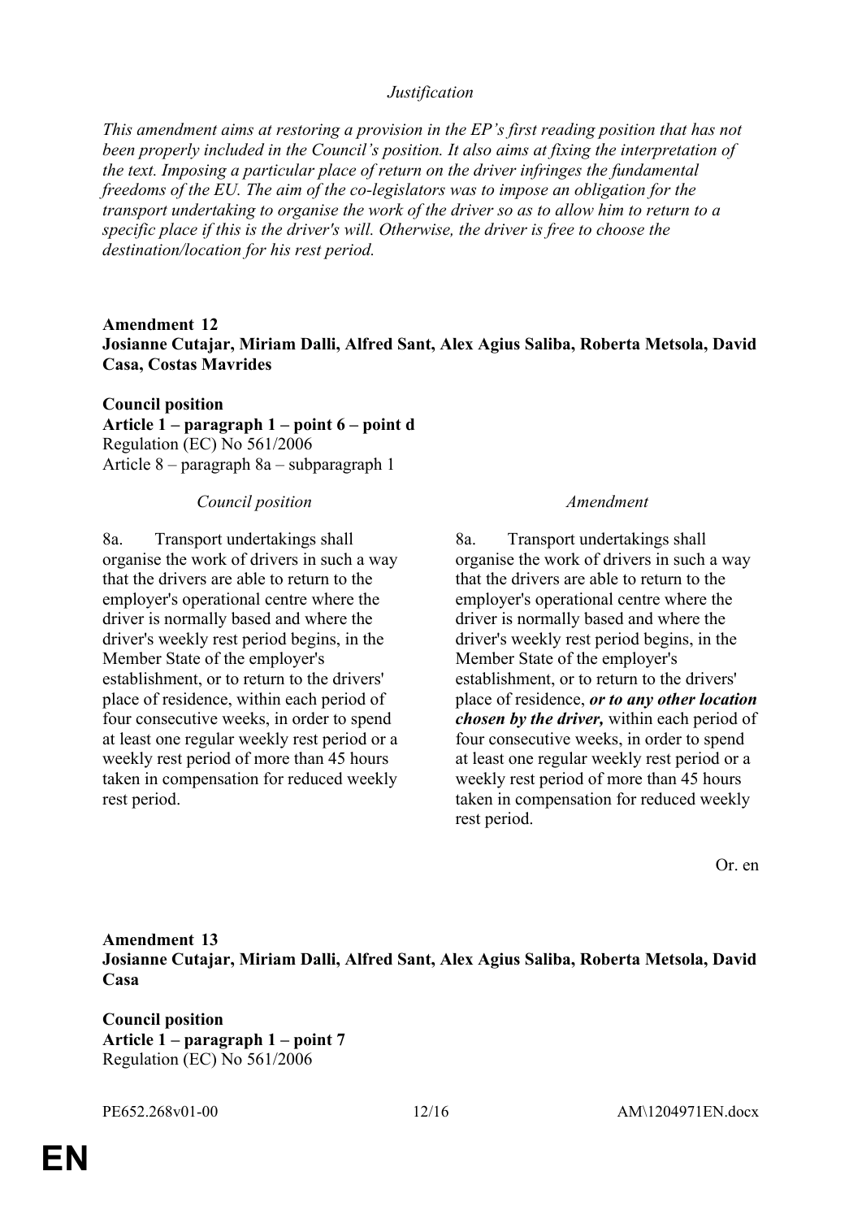*Justification*

*This amendment aims at restoring a provision in the EP's first reading position that has not been properly included in the Council's position. It also aims at fixing the interpretation of the text. Imposing a particular place of return on the driver infringes the fundamental freedoms of the EU. The aim of the co-legislators was to impose an obligation for the transport undertaking to organise the work of the driver so as to allow him to return to a specific place if this is the driver's will. Otherwise, the driver is free to choose the destination/location for his rest period.*

**Amendment 12**
**Josianne Cutajar, Miriam Dalli, Alfred Sant, Alex Agius Saliba, Roberta Metsola, David Casa, Costas Mavrides**

**Council position**
**Article 1 – paragraph 1 – point 6 – point d**
Regulation (EC) No 561/2006
Article 8 – paragraph 8a – subparagraph 1

| *Council position* | *Amendment* |
| --- | --- |
| 8a. Transport undertakings shall organise the work of drivers in such a way that the drivers are able to return to the employer's operational centre where the driver is normally based and where the driver's weekly rest period begins, in the Member State of the employer's establishment, or to return to the drivers' place of residence, within each period of four consecutive weeks, in order to spend at least one regular weekly rest period or a weekly rest period of more than 45 hours taken in compensation for reduced weekly rest period. | 8a. Transport undertakings shall organise the work of drivers in such a way that the drivers are able to return to the employer's operational centre where the driver is normally based and where the driver's weekly rest period begins, in the Member State of the employer's establishment, or to return to the drivers' place of residence, ***or to any other location chosen by the driver,*** within each period of four consecutive weeks, in order to spend at least one regular weekly rest period or a weekly rest period of more than 45 hours taken in compensation for reduced weekly rest period. |

Or. en

**Amendment 13**
**Josianne Cutajar, Miriam Dalli, Alfred Sant, Alex Agius Saliba, Roberta Metsola, David Casa**

**Council position**
**Article 1 – paragraph 1 – point 7**
Regulation (EC) No 561/2006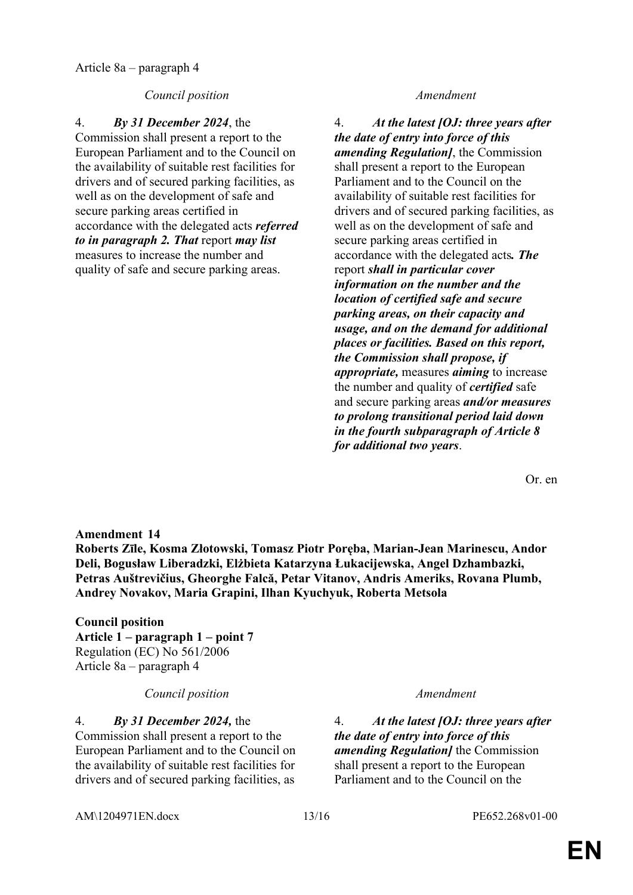Article 8a – paragraph 4

| *Council position* | *Amendment* |
|---|---|
| 4. ***By 31 December 2024***, the Commission shall present a report to the European Parliament and to the Council on the availability of suitable rest facilities for drivers and of secured parking facilities, as well as on the development of safe and secure parking areas certified in accordance with the delegated acts ***referred to in paragraph 2. That*** report ***may list*** measures to increase the number and quality of safe and secure parking areas. | 4. ***At the latest [OJ: three years after the date of entry into force of this amending Regulation]***, the Commission shall present a report to the European Parliament and to the Council on the availability of suitable rest facilities for drivers and of secured parking facilities, as well as on the development of safe and secure parking areas certified in accordance with the delegated acts***. The*** report ***shall in particular cover information on the number and the location of certified safe and secure parking areas, on their capacity and usage, and on the demand for additional places or facilities. Based on this report, the Commission shall propose, if appropriate,*** measures ***aiming*** to increase the number and quality of ***certified*** safe and secure parking areas ***and/or measures to prolong transitional period laid down in the fourth subparagraph of Article 8 for additional two years***. |

Or. en

**Amendment 14**
**Roberts Zīle, Kosma Złotowski, Tomasz Piotr Poręba, Marian-Jean Marinescu, Andor Deli, Bogusław Liberadzki, Elżbieta Katarzyna Łukacijewska, Angel Dzhambazki, Petras Auštrevičius, Gheorghe Falcă, Petar Vitanov, Andris Ameriks, Rovana Plumb, Andrey Novakov, Maria Grapini, Ilhan Kyuchyuk, Roberta Metsola**

**Council position**
**Article 1 – paragraph 1 – point 7**
Regulation (EC) No 561/2006
Article 8a – paragraph 4

| *Council position* | *Amendment* |
|---|---|
| 4. ***By 31 December 2024,*** the Commission shall present a report to the European Parliament and to the Council on the availability of suitable rest facilities for drivers and of secured parking facilities, as | 4. ***At the latest [OJ: three years after the date of entry into force of this amending Regulation]*** the Commission shall present a report to the European Parliament and to the Council on the |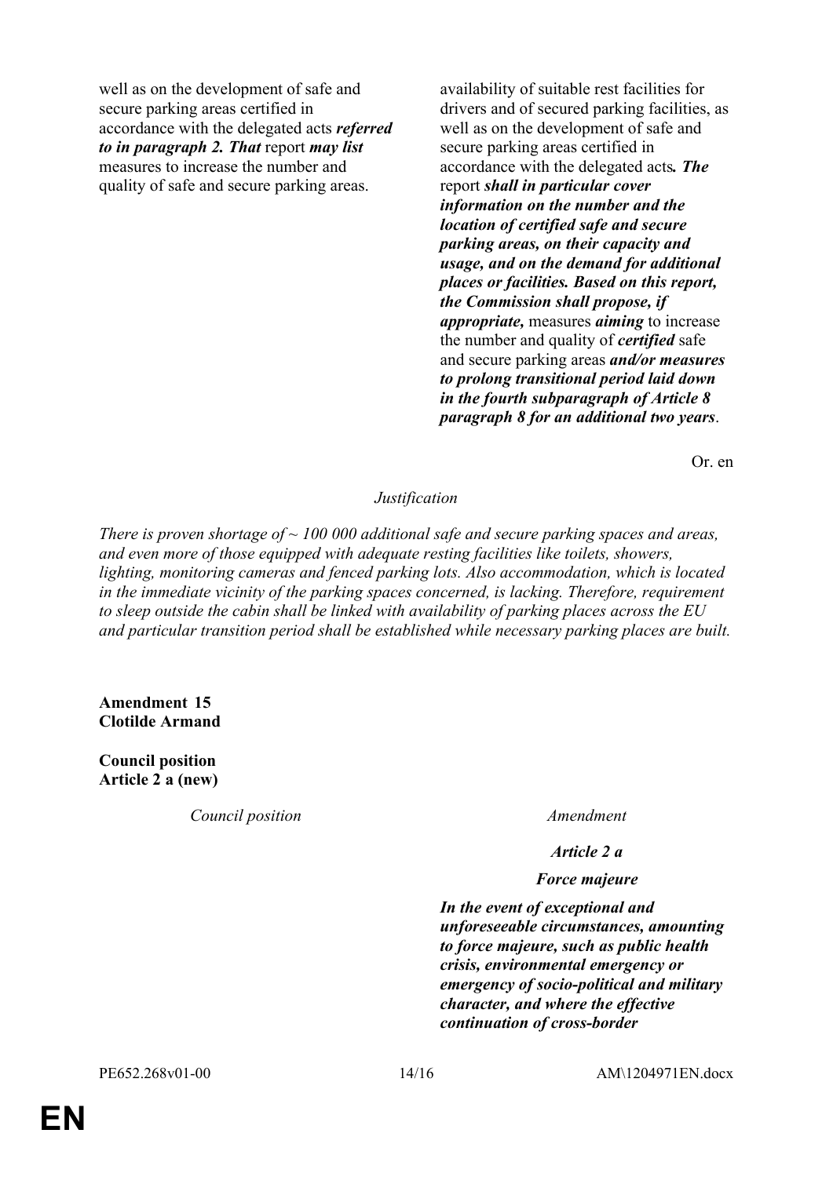| Council position | Amendment |
| --- | --- |
| well as on the development of safe and secure parking areas certified in accordance with the delegated acts ***referred to in paragraph 2. That*** report ***may list*** measures to increase the number and quality of safe and secure parking areas. | availability of suitable rest facilities for drivers and of secured parking facilities, as well as on the development of safe and secure parking areas certified in accordance with the delegated acts***. The*** report ***shall in particular cover information on the number and the location of certified safe and secure parking areas, on their capacity and usage, and on the demand for additional places or facilities. Based on this report, the Commission shall propose, if appropriate,*** measures ***aiming*** to increase the number and quality of ***certified*** safe and secure parking areas ***and/or measures to prolong transitional period laid down in the fourth subparagraph of Article 8 paragraph 8 for an additional two years***. |

Or. en

*Justification*

*There is proven shortage of ~ 100 000 additional safe and secure parking spaces and areas, and even more of those equipped with adequate resting facilities like toilets, showers, lighting, monitoring cameras and fenced parking lots. Also accommodation, which is located in the immediate vicinity of the parking spaces concerned, is lacking. Therefore, requirement to sleep outside the cabin shall be linked with availability of parking places across the EU and particular transition period shall be established while necessary parking places are built.*

**Amendment 15**
**Clotilde Armand**

**Council position**
**Article 2 a (new)**

| Council position | Amendment |
| --- | --- |
| | ***Article 2 a*** |
| | ***Force majeure*** |
| | ***In the event of exceptional and unforeseeable circumstances, amounting to force majeure, such as public health crisis, environmental emergency or emergency of socio-political and military character, and where the effective continuation of cross-border*** |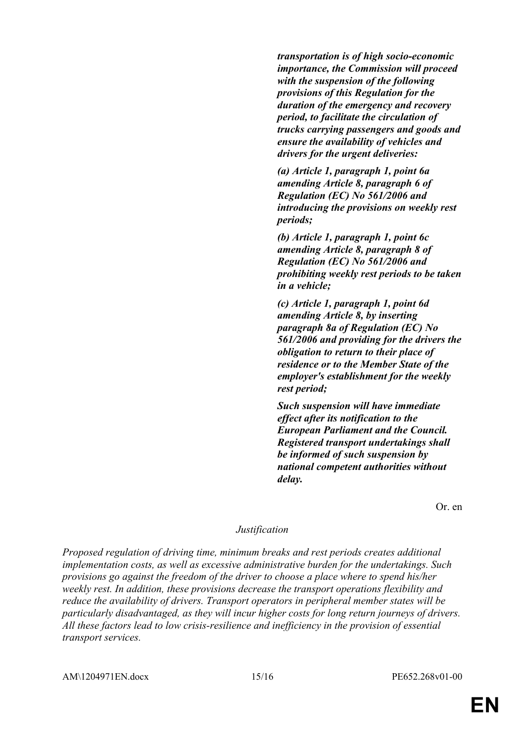***transportation is of high socio-economic importance, the Commission will proceed with the suspension of the following provisions of this Regulation for the duration of the emergency and recovery period, to facilitate the circulation of trucks carrying passengers and goods and ensure the availability of vehicles and drivers for the urgent deliveries:***

***(a) Article 1, paragraph 1, point 6a amending Article 8, paragraph 6 of Regulation (EC) No 561/2006 and introducing the provisions on weekly rest periods;***

***(b) Article 1, paragraph 1, point 6c amending Article 8, paragraph 8 of Regulation (EC) No 561/2006 and prohibiting weekly rest periods to be taken in a vehicle;***

***(c) Article 1, paragraph 1, point 6d amending Article 8, by inserting paragraph 8a of Regulation (EC) No 561/2006 and providing for the drivers the obligation to return to their place of residence or to the Member State of the employer's establishment for the weekly rest period;***

***Such suspension will have immediate effect after its notification to the European Parliament and the Council. Registered transport undertakings shall be informed of such suspension by national competent authorities without delay.***

Or. en

*Justification*

*Proposed regulation of driving time, minimum breaks and rest periods creates additional implementation costs, as well as excessive administrative burden for the undertakings. Such provisions go against the freedom of the driver to choose a place where to spend his/her weekly rest. In addition, these provisions decrease the transport operations flexibility and reduce the availability of drivers. Transport operators in peripheral member states will be particularly disadvantaged, as they will incur higher costs for long return journeys of drivers. All these factors lead to low crisis-resilience and inefficiency in the provision of essential transport services.*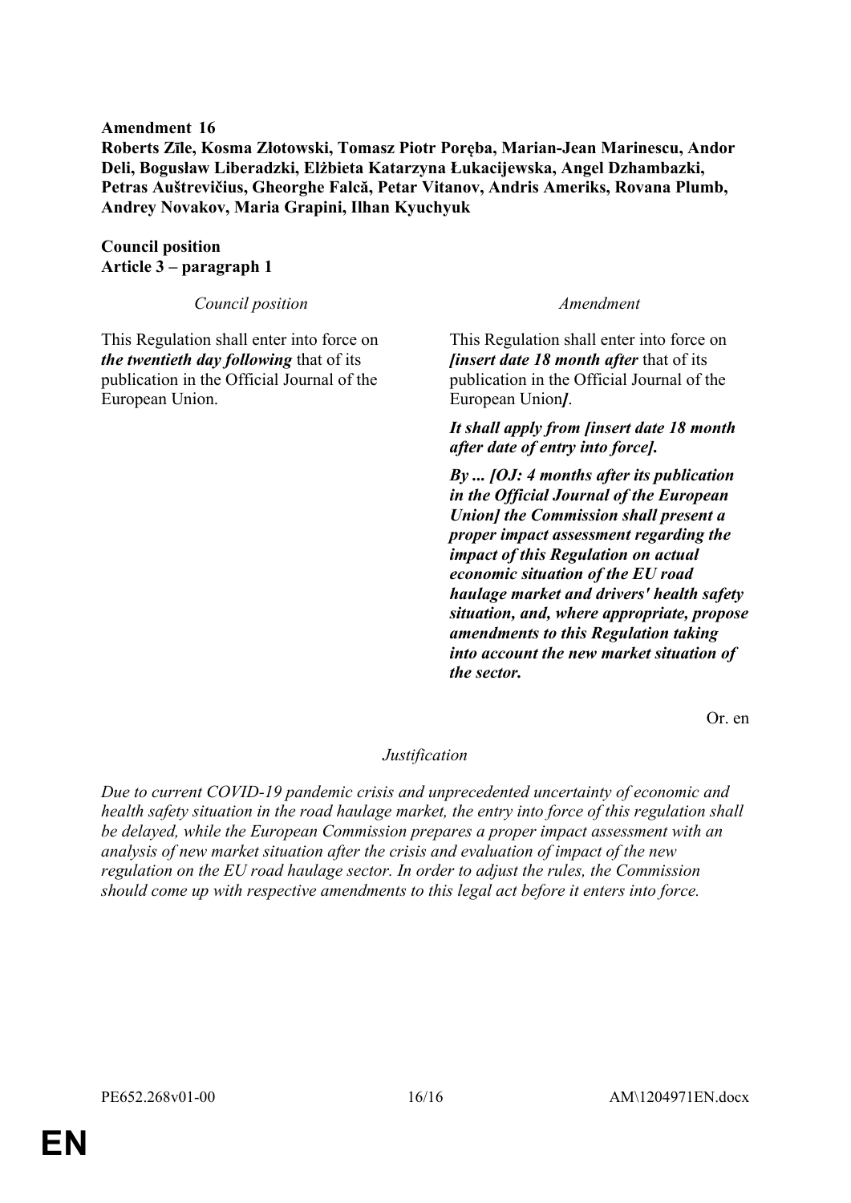**Amendment 16**
**Roberts Zīle, Kosma Złotowski, Tomasz Piotr Poręba, Marian-Jean Marinescu, Andor Deli, Bogusław Liberadzki, Elżbieta Katarzyna Łukacijewska, Angel Dzhambazki, Petras Auštrevičius, Gheorghe Falcă, Petar Vitanov, Andris Ameriks, Rovana Plumb, Andrey Novakov, Maria Grapini, Ilhan Kyuchyuk**

**Council position**
**Article 3 – paragraph 1**

| *Council position* | *Amendment* |
|---|---|
| This Regulation shall enter into force on ***the twentieth day following*** that of its publication in the Official Journal of the European Union. | This Regulation shall enter into force on ***[insert date 18 month after*** that of its publication in the Official Journal of the European Union***]***. |
| | ***It shall apply from [insert date 18 month after date of entry into force].*** |
| | ***By ... [OJ: 4 months after its publication in the Official Journal of the European Union] the Commission shall present a proper impact assessment regarding the impact of this Regulation on actual economic situation of the EU road haulage market and drivers' health safety situation, and, where appropriate, propose amendments to this Regulation taking into account the new market situation of the sector.*** |

Or. en

*Justification*

*Due to current COVID-19 pandemic crisis and unprecedented uncertainty of economic and health safety situation in the road haulage market, the entry into force of this regulation shall be delayed, while the European Commission prepares a proper impact assessment with an analysis of new market situation after the crisis and evaluation of impact of the new regulation on the EU road haulage sector. In order to adjust the rules, the Commission should come up with respective amendments to this legal act before it enters into force.*